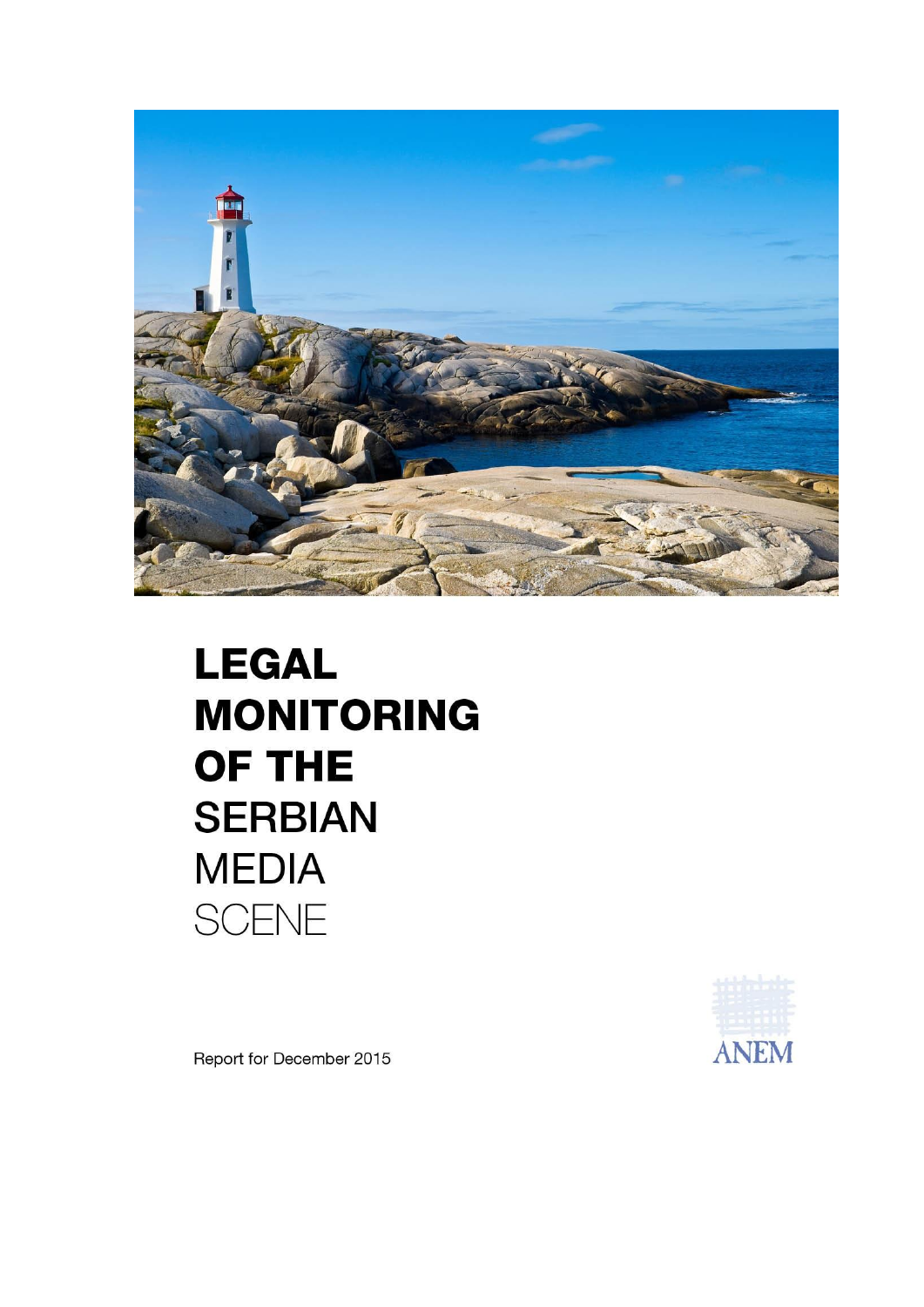# LEGAL MONITORING OF THE SERBIAN MEDIA SCENE

ANEM

Report for December 2015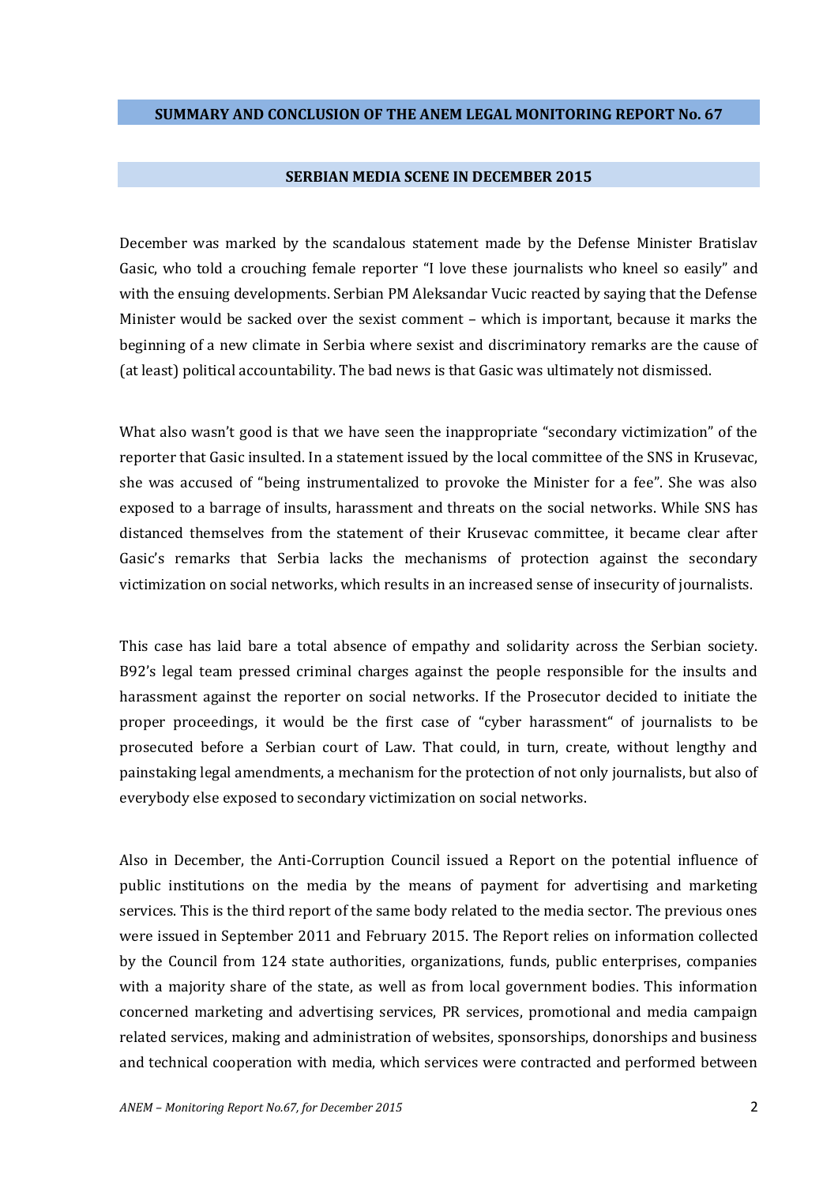## SUMMARY AND CONCLUSION OF THE ANEM LEGAL MONITORING REPORT No. 67

### SERBIAN MEDIA SCENE IN DECEMBER 2015

December was marked by the scandalous statement made by the Defense Minister Bratislav Gasic, who told a crouching female reporter "I love these journalists who kneel so easily" and with the ensuing developments. Serbian PM Aleksandar Vucic reacted by saying that the Defense Minister would be sacked over the sexist comment – which is important, because it marks the beginning of a new climate in Serbia where sexist and discriminatory remarks are the cause of (at least) political accountability. The bad news is that Gasic was ultimately not dismissed.

What also wasn't good is that we have seen the inappropriate "secondary victimization" of the reporter that Gasic insulted. In a statement issued by the local committee of the SNS in Krusevac, she was accused of "being instrumentalized to provoke the Minister for a fee". She was also exposed to a barrage of insults, harassment and threats on the social networks. While SNS has distanced themselves from the statement of their Krusevac committee, it became clear after Gasic's remarks that Serbia lacks the mechanisms of protection against the secondary victimization on social networks, which results in an increased sense of insecurity of journalists.

This case has laid bare a total absence of empathy and solidarity across the Serbian society. B92's legal team pressed criminal charges against the people responsible for the insults and harassment against the reporter on social networks. If the Prosecutor decided to initiate the proper proceedings, it would be the first case of "cyber harassment" of journalists to be prosecuted before a Serbian court of Law. That could, in turn, create, without lengthy and painstaking legal amendments, a mechanism for the protection of not only journalists, but also of everybody else exposed to secondary victimization on social networks.

Also in December, the Anti-Corruption Council issued a Report on the potential influence of public institutions on the media by the means of payment for advertising and marketing services. This is the third report of the same body related to the media sector. The previous ones were issued in September 2011 and February 2015. The Report relies on information collected by the Council from 124 state authorities, organizations, funds, public enterprises, companies with a majority share of the state, as well as from local government bodies. This information concerned marketing and advertising services, PR services, promotional and media campaign related services, making and administration of websites, sponsorships, donorships and business and technical cooperation with media, which services were contracted and performed between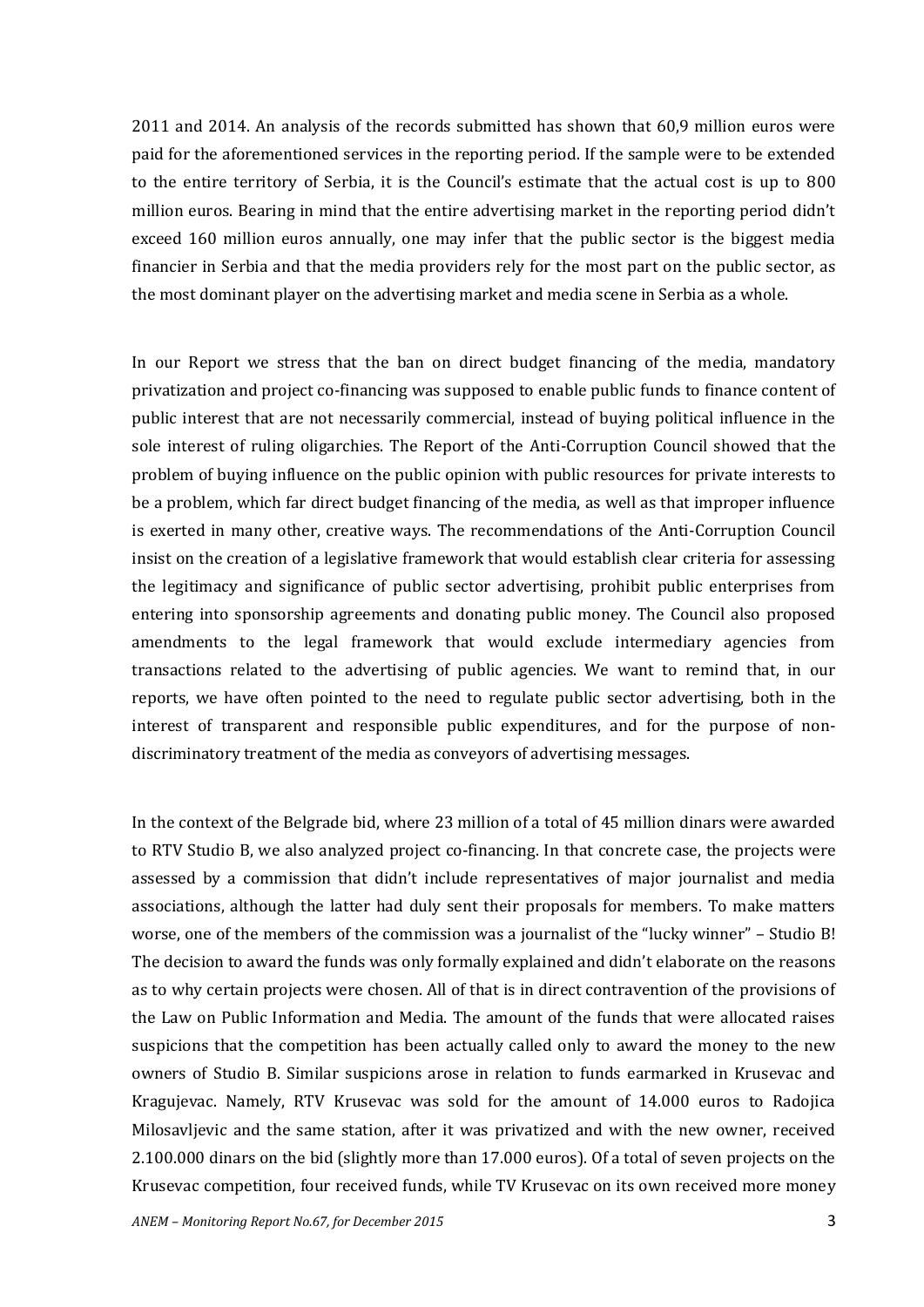2011 and 2014. An analysis of the records submitted has shown that 60,9 million euros were paid for the aforementioned services in the reporting period. If the sample were to be extended to the entire territory of Serbia, it is the Council's estimate that the actual cost is up to 800 million euros. Bearing in mind that the entire advertising market in the reporting period didn't exceed 160 million euros annually, one may infer that the public sector is the biggest media financier in Serbia and that the media providers rely for the most part on the public sector, as the most dominant player on the advertising market and media scene in Serbia as a whole.

In our Report we stress that the ban on direct budget financing of the media, mandatory privatization and project co-financing was supposed to enable public funds to finance content of public interest that are not necessarily commercial, instead of buying political influence in the sole interest of ruling oligarchies. The Report of the Anti-Corruption Council showed that the problem of buying influence on the public opinion with public resources for private interests to be a problem, which far direct budget financing of the media, as well as that improper influence is exerted in many other, creative ways. The recommendations of the Anti-Corruption Council insist on the creation of a legislative framework that would establish clear criteria for assessing the legitimacy and significance of public sector advertising, prohibit public enterprises from entering into sponsorship agreements and donating public money. The Council also proposed amendments to the legal framework that would exclude intermediary agencies from transactions related to the advertising of public agencies. We want to remind that, in our reports, we have often pointed to the need to regulate public sector advertising, both in the interest of transparent and responsible public expenditures, and for the purpose of non-discriminatory treatment of the media as conveyors of advertising messages.

In the context of the Belgrade bid, where 23 million of a total of 45 million dinars were awarded to RTV Studio B, we also analyzed project co-financing. In that concrete case, the projects were assessed by a commission that didn't include representatives of major journalist and media associations, although the latter had duly sent their proposals for members. To make matters worse, one of the members of the commission was a journalist of the "lucky winner" – Studio B! The decision to award the funds was only formally explained and didn't elaborate on the reasons as to why certain projects were chosen. All of that is in direct contravention of the provisions of the Law on Public Information and Media. The amount of the funds that were allocated raises suspicions that the competition has been actually called only to award the money to the new owners of Studio B. Similar suspicions arose in relation to funds earmarked in Krusevac and Kragujevac. Namely, RTV Krusevac was sold for the amount of 14.000 euros to Radojica Milosavljevic and the same station, after it was privatized and with the new owner, received 2.100.000 dinars on the bid (slightly more than 17.000 euros). Of a total of seven projects on the Krusevac competition, four received funds, while TV Krusevac on its own received more money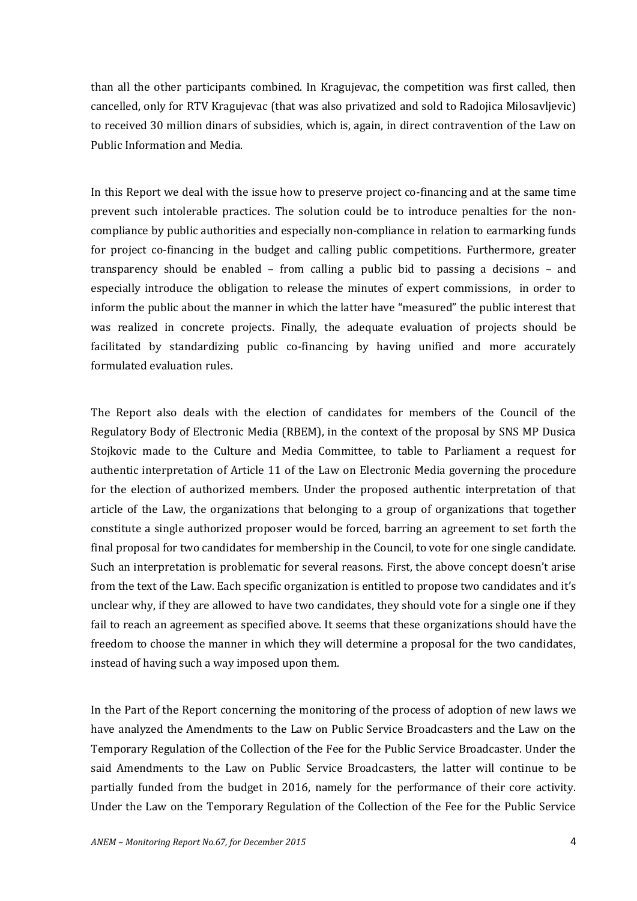than all the other participants combined. In Kragujevac, the competition was first called, then cancelled, only for RTV Kragujevac (that was also privatized and sold to Radojica Milosavljevic) to received 30 million dinars of subsidies, which is, again, in direct contravention of the Law on Public Information and Media.

In this Report we deal with the issue how to preserve project co-financing and at the same time prevent such intolerable practices. The solution could be to introduce penalties for the non-compliance by public authorities and especially non-compliance in relation to earmarking funds for project co-financing in the budget and calling public competitions. Furthermore, greater transparency should be enabled – from calling a public bid to passing a decisions – and especially introduce the obligation to release the minutes of expert commissions, in order to inform the public about the manner in which the latter have "measured" the public interest that was realized in concrete projects. Finally, the adequate evaluation of projects should be facilitated by standardizing public co-financing by having unified and more accurately formulated evaluation rules.

The Report also deals with the election of candidates for members of the Council of the Regulatory Body of Electronic Media (RBEM), in the context of the proposal by SNS MP Dusica Stojkovic made to the Culture and Media Committee, to table to Parliament a request for authentic interpretation of Article 11 of the Law on Electronic Media governing the procedure for the election of authorized members. Under the proposed authentic interpretation of that article of the Law, the organizations that belonging to a group of organizations that together constitute a single authorized proposer would be forced, barring an agreement to set forth the final proposal for two candidates for membership in the Council, to vote for one single candidate. Such an interpretation is problematic for several reasons. First, the above concept doesn't arise from the text of the Law. Each specific organization is entitled to propose two candidates and it's unclear why, if they are allowed to have two candidates, they should vote for a single one if they fail to reach an agreement as specified above. It seems that these organizations should have the freedom to choose the manner in which they will determine a proposal for the two candidates, instead of having such a way imposed upon them.

In the Part of the Report concerning the monitoring of the process of adoption of new laws we have analyzed the Amendments to the Law on Public Service Broadcasters and the Law on the Temporary Regulation of the Collection of the Fee for the Public Service Broadcaster. Under the said Amendments to the Law on Public Service Broadcasters, the latter will continue to be partially funded from the budget in 2016, namely for the performance of their core activity. Under the Law on the Temporary Regulation of the Collection of the Fee for the Public Service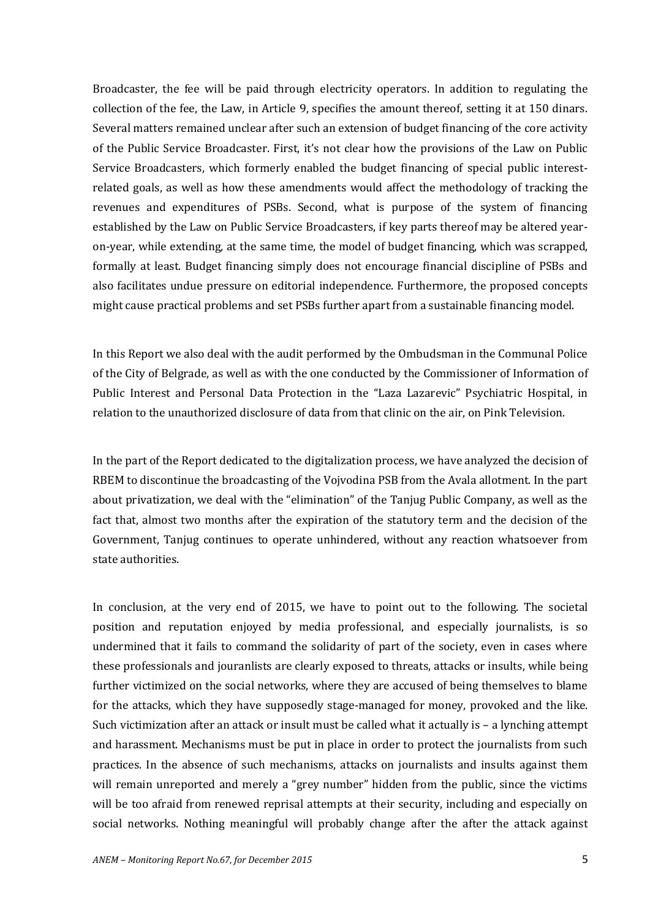Broadcaster, the fee will be paid through electricity operators. In addition to regulating the collection of the fee, the Law, in Article 9, specifies the amount thereof, setting it at 150 dinars. Several matters remained unclear after such an extension of budget financing of the core activity of the Public Service Broadcaster. First, it's not clear how the provisions of the Law on Public Service Broadcasters, which formerly enabled the budget financing of special public interest-related goals, as well as how these amendments would affect the methodology of tracking the revenues and expenditures of PSBs. Second, what is purpose of the system of financing established by the Law on Public Service Broadcasters, if key parts thereof may be altered year-on-year, while extending, at the same time, the model of budget financing, which was scrapped, formally at least. Budget financing simply does not encourage financial discipline of PSBs and also facilitates undue pressure on editorial independence. Furthermore, the proposed concepts might cause practical problems and set PSBs further apart from a sustainable financing model.

In this Report we also deal with the audit performed by the Ombudsman in the Communal Police of the City of Belgrade, as well as with the one conducted by the Commissioner of Information of Public Interest and Personal Data Protection in the "Laza Lazarevic" Psychiatric Hospital, in relation to the unauthorized disclosure of data from that clinic on the air, on Pink Television.

In the part of the Report dedicated to the digitalization process, we have analyzed the decision of RBEM to discontinue the broadcasting of the Vojvodina PSB from the Avala allotment. In the part about privatization, we deal with the "elimination" of the Tanjug Public Company, as well as the fact that, almost two months after the expiration of the statutory term and the decision of the Government, Tanjug continues to operate unhindered, without any reaction whatsoever from state authorities.

In conclusion, at the very end of 2015, we have to point out to the following. The societal position and reputation enjoyed by media professional, and especially journalists, is so undermined that it fails to command the solidarity of part of the society, even in cases where these professionals and jouranlists are clearly exposed to threats, attacks or insults, while being further victimized on the social networks, where they are accused of being themselves to blame for the attacks, which they have supposedly stage-managed for money, provoked and the like. Such victimization after an attack or insult must be called what it actually is – a lynching attempt and harassment. Mechanisms must be put in place in order to protect the journalists from such practices. In the absence of such mechanisms, attacks on journalists and insults against them will remain unreported and merely a "grey number" hidden from the public, since the victims will be too afraid from renewed reprisal attempts at their security, including and especially on social networks. Nothing meaningful will probably change after the after the attack against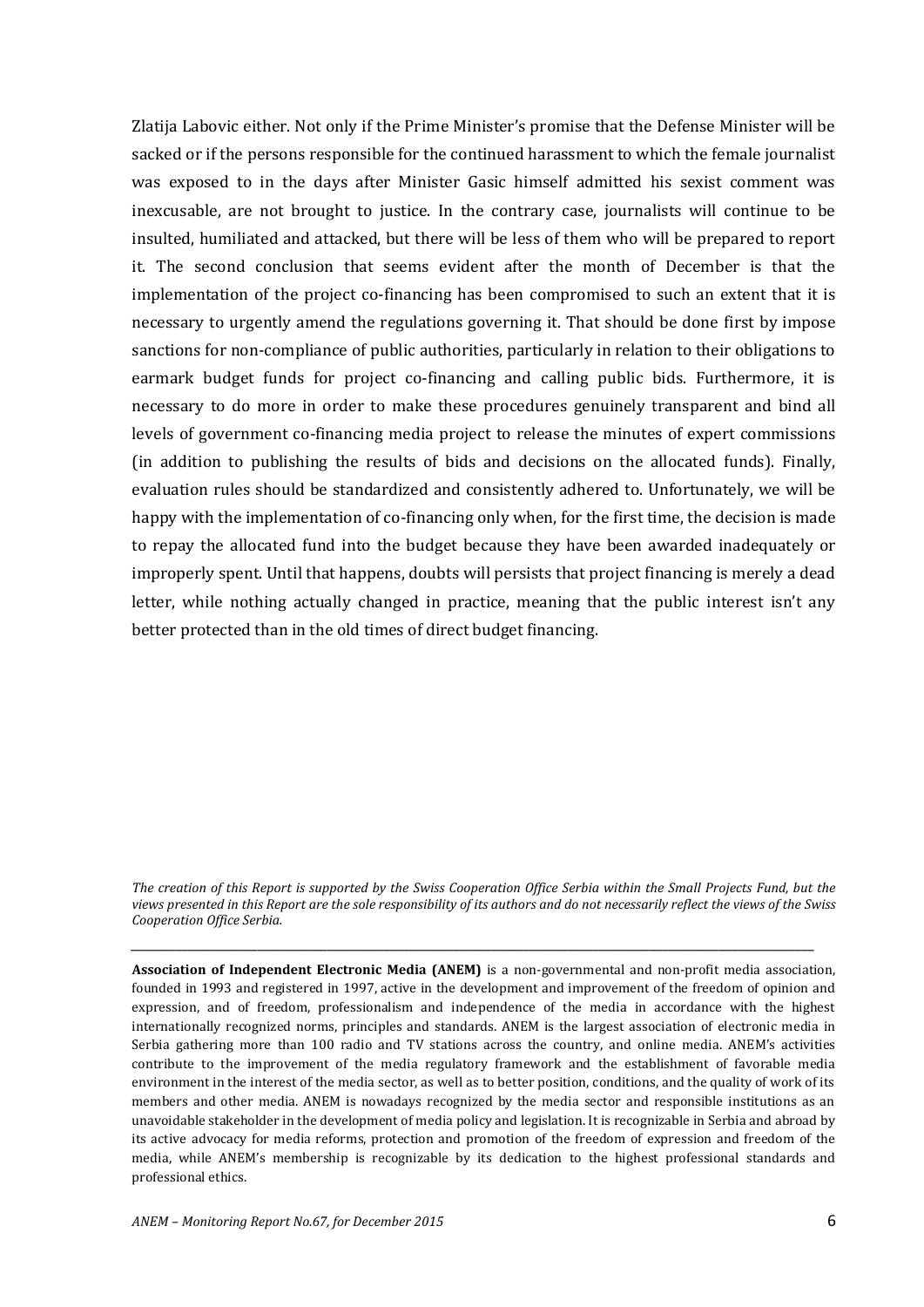Zlatija Labovic either. Not only if the Prime Minister's promise that the Defense Minister will be sacked or if the persons responsible for the continued harassment to which the female journalist was exposed to in the days after Minister Gasic himself admitted his sexist comment was inexcusable, are not brought to justice. In the contrary case, journalists will continue to be insulted, humiliated and attacked, but there will be less of them who will be prepared to report it. The second conclusion that seems evident after the month of December is that the implementation of the project co-financing has been compromised to such an extent that it is necessary to urgently amend the regulations governing it. That should be done first by impose sanctions for non-compliance of public authorities, particularly in relation to their obligations to earmark budget funds for project co-financing and calling public bids. Furthermore, it is necessary to do more in order to make these procedures genuinely transparent and bind all levels of government co-financing media project to release the minutes of expert commissions (in addition to publishing the results of bids and decisions on the allocated funds). Finally, evaluation rules should be standardized and consistently adhered to. Unfortunately, we will be happy with the implementation of co-financing only when, for the first time, the decision is made to repay the allocated fund into the budget because they have been awarded inadequately or improperly spent. Until that happens, doubts will persists that project financing is merely a dead letter, while nothing actually changed in practice, meaning that the public interest isn't any better protected than in the old times of direct budget financing.

*The creation of this Report is supported by the Swiss Cooperation Office Serbia within the Small Projects Fund, but the views presented in this Report are the sole responsibility of its authors and do not necessarily reflect the views of the Swiss Cooperation Office Serbia.*

---

**Association of Independent Electronic Media (ANEM)** is a non-governmental and non-profit media association, founded in 1993 and registered in 1997, active in the development and improvement of the freedom of opinion and expression, and of freedom, professionalism and independence of the media in accordance with the highest internationally recognized norms, principles and standards. ANEM is the largest association of electronic media in Serbia gathering more than 100 radio and TV stations across the country, and online media. ANEM's activities contribute to the improvement of the media regulatory framework and the establishment of favorable media environment in the interest of the media sector, as well as to better position, conditions, and the quality of work of its members and other media. ANEM is nowadays recognized by the media sector and responsible institutions as an unavoidable stakeholder in the development of media policy and legislation. It is recognizable in Serbia and abroad by its active advocacy for media reforms, protection and promotion of the freedom of expression and freedom of the media, while ANEM's membership is recognizable by its dedication to the highest professional standards and professional ethics.